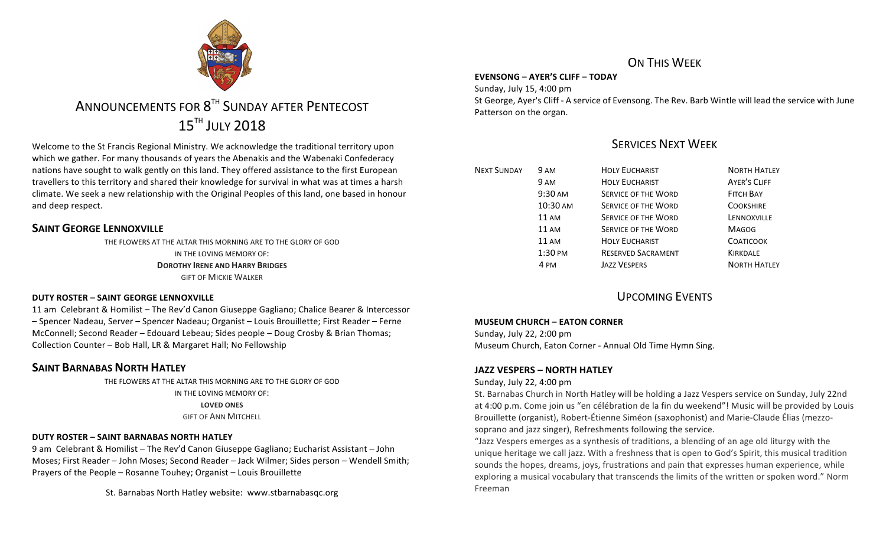# ANNOUNCEMENTS FOR 8TH SUNDAY AFTER PENTECOST
# 15TH JULY 2018

Welcome to the St Francis Regional Ministry. We acknowledge the traditional territory upon which we gather. For many thousands of years the Abenakis and the Wabenaki Confederacy nations have sought to walk gently on this land. They offered assistance to the first European travellers to this territory and shared their knowledge for survival in what was at times a harsh climate. We seek a new relationship with the Original Peoples of this land, one based in honour and deep respect.

## SAINT GEORGE LENNOXVILLE

THE FLOWERS AT THE ALTAR THIS MORNING ARE TO THE GLORY OF GOD
IN THE LOVING MEMORY OF:
**DOROTHY IRENE AND HARRY BRIDGES**
GIFT OF MICKIE WALKER

**DUTY ROSTER – SAINT GEORGE LENNOXVILLE**

11 am Celebrant & Homilist – The Rev'd Canon Giuseppe Gagliano; Chalice Bearer & Intercessor – Spencer Nadeau, Server – Spencer Nadeau; Organist – Louis Brouillette; First Reader – Ferne McConnell; Second Reader – Edouard Lebeau; Sides people – Doug Crosby & Brian Thomas; Collection Counter – Bob Hall, LR & Margaret Hall; No Fellowship

## SAINT BARNABAS NORTH HATLEY

THE FLOWERS AT THE ALTAR THIS MORNING ARE TO THE GLORY OF GOD
IN THE LOVING MEMORY OF:
**LOVED ONES**
GIFT OF ANN MITCHELL

**DUTY ROSTER – SAINT BARNABAS NORTH HATLEY**

9 am Celebrant & Homilist – The Rev'd Canon Giuseppe Gagliano; Eucharist Assistant – John Moses; First Reader – John Moses; Second Reader – Jack Wilmer; Sides person – Wendell Smith; Prayers of the People – Rosanne Touhey; Organist – Louis Brouillette

St. Barnabas North Hatley website: www.stbarnabasqc.org

## ON THIS WEEK

**EVENSONG – AYER'S CLIFF – TODAY**

Sunday, July 15, 4:00 pm
St George, Ayer's Cliff - A service of Evensong. The Rev. Barb Wintle will lead the service with June Patterson on the organ.

## SERVICES NEXT WEEK

| | | | |
|---|---|---|---|
| NEXT SUNDAY | 9 AM | HOLY EUCHARIST | NORTH HATLEY |
| | 9 AM | HOLY EUCHARIST | AYER'S CLIFF |
| | 9:30 AM | SERVICE OF THE WORD | FITCH BAY |
| | 10:30 AM | SERVICE OF THE WORD | COOKSHIRE |
| | 11 AM | SERVICE OF THE WORD | LENNOXVILLE |
| | 11 AM | SERVICE OF THE WORD | MAGOG |
| | 11 AM | HOLY EUCHARIST | COATICOOK |
| | 1:30 PM | RESERVED SACRAMENT | KIRKDALE |
| | 4 PM | JAZZ VESPERS | NORTH HATLEY |

## UPCOMING EVENTS

**MUSEUM CHURCH – EATON CORNER**

Sunday, July 22, 2:00 pm
Museum Church, Eaton Corner - Annual Old Time Hymn Sing.

**JAZZ VESPERS – NORTH HATLEY**

Sunday, July 22, 4:00 pm
St. Barnabas Church in North Hatley will be holding a Jazz Vespers service on Sunday, July 22nd at 4:00 p.m. Come join us "en célébration de la fin du weekend"! Music will be provided by Louis Brouillette (organist), Robert-Étienne Siméon (saxophonist) and Marie-Claude Élias (mezzo-soprano and jazz singer), Refreshments following the service.

"Jazz Vespers emerges as a synthesis of traditions, a blending of an age old liturgy with the unique heritage we call jazz. With a freshness that is open to God's Spirit, this musical tradition sounds the hopes, dreams, joys, frustrations and pain that expresses human experience, while exploring a musical vocabulary that transcends the limits of the written or spoken word." Norm Freeman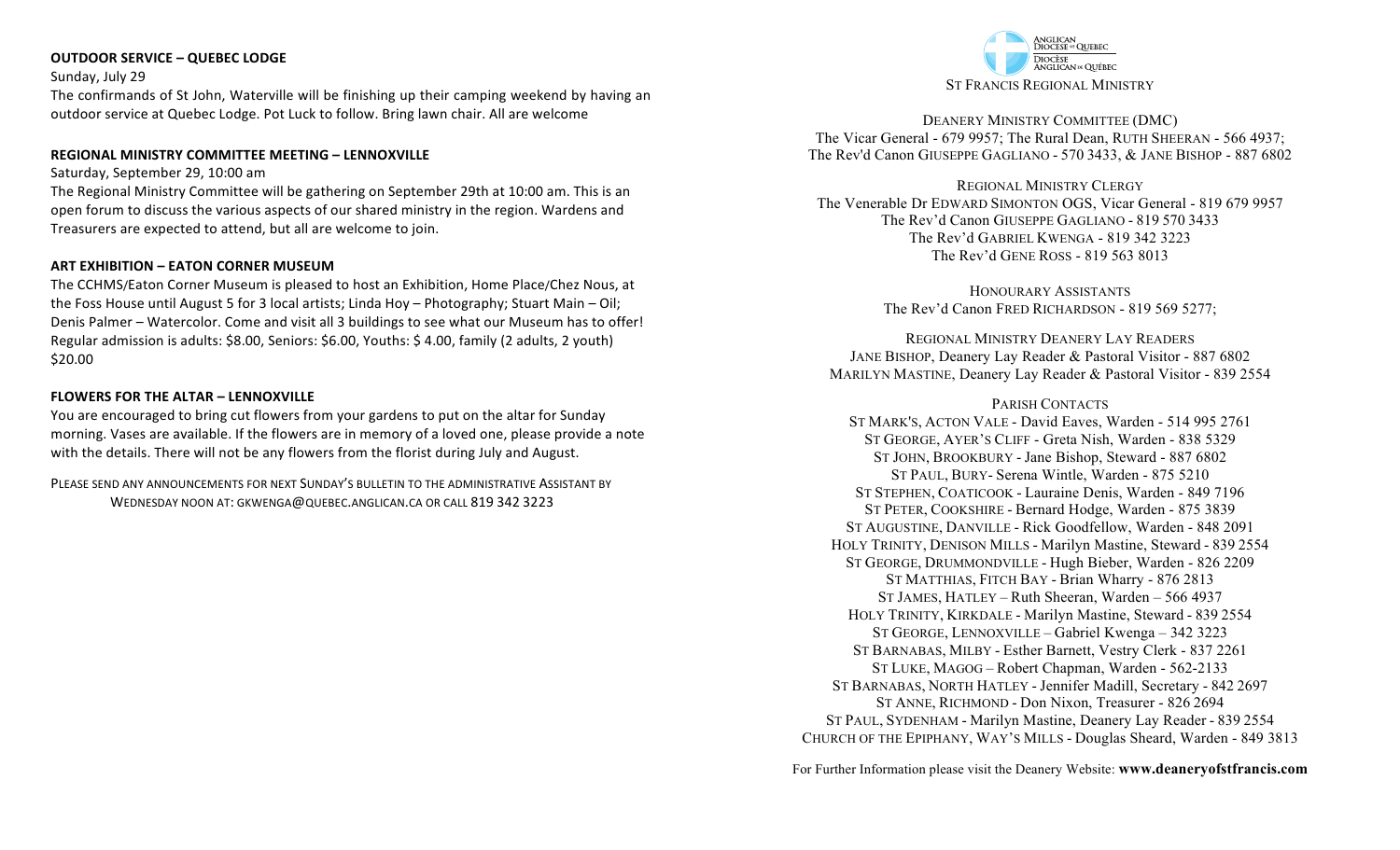**OUTDOOR SERVICE – QUEBEC LODGE**

Sunday, July 29

The confirmands of St John, Waterville will be finishing up their camping weekend by having an outdoor service at Quebec Lodge. Pot Luck to follow. Bring lawn chair. All are welcome

**REGIONAL MINISTRY COMMITTEE MEETING – LENNOXVILLE**

Saturday, September 29, 10:00 am

The Regional Ministry Committee will be gathering on September 29th at 10:00 am. This is an open forum to discuss the various aspects of our shared ministry in the region. Wardens and Treasurers are expected to attend, but all are welcome to join.

**ART EXHIBITION – EATON CORNER MUSEUM**

The CCHMS/Eaton Corner Museum is pleased to host an Exhibition, Home Place/Chez Nous, at the Foss House until August 5 for 3 local artists; Linda Hoy – Photography; Stuart Main – Oil; Denis Palmer – Watercolor. Come and visit all 3 buildings to see what our Museum has to offer! Regular admission is adults: $8.00, Seniors: $6.00, Youths: $ 4.00, family (2 adults, 2 youth) $20.00

**FLOWERS FOR THE ALTAR – LENNOXVILLE**

You are encouraged to bring cut flowers from your gardens to put on the altar for Sunday morning. Vases are available. If the flowers are in memory of a loved one, please provide a note with the details. There will not be any flowers from the florist during July and August.

PLEASE SEND ANY ANNOUNCEMENTS FOR NEXT SUNDAY'S BULLETIN TO THE ADMINISTRATIVE ASSISTANT BY WEDNESDAY NOON AT: GKWENGA@QUEBEC.ANGLICAN.CA OR CALL 819 342 3223

ANGLICAN DIOCESE OF QUEBEC
DIOCÈSE ANGLICAN DE QUÉBEC

ST FRANCIS REGIONAL MINISTRY

DEANERY MINISTRY COMMITTEE (DMC)
The Vicar General - 679 9957; The Rural Dean, RUTH SHEERAN - 566 4937;
The Rev'd Canon GIUSEPPE GAGLIANO - 570 3433, & JANE BISHOP - 887 6802

REGIONAL MINISTRY CLERGY
The Venerable Dr EDWARD SIMONTON OGS, Vicar General - 819 679 9957
The Rev'd Canon GIUSEPPE GAGLIANO - 819 570 3433
The Rev'd GABRIEL KWENGA - 819 342 3223
The Rev'd GENE ROSS - 819 563 8013

HONOURARY ASSISTANTS
The Rev'd Canon FRED RICHARDSON - 819 569 5277;

REGIONAL MINISTRY DEANERY LAY READERS
JANE BISHOP, Deanery Lay Reader & Pastoral Visitor - 887 6802
MARILYN MASTINE, Deanery Lay Reader & Pastoral Visitor - 839 2554

PARISH CONTACTS
ST MARK'S, ACTON VALE - David Eaves, Warden - 514 995 2761
ST GEORGE, AYER'S CLIFF - Greta Nish, Warden - 838 5329
ST JOHN, BROOKBURY - Jane Bishop, Steward - 887 6802
ST PAUL, BURY- Serena Wintle, Warden - 875 5210
ST STEPHEN, COATICOOK - Lauraine Denis, Warden - 849 7196
ST PETER, COOKSHIRE - Bernard Hodge, Warden - 875 3839
ST AUGUSTINE, DANVILLE - Rick Goodfellow, Warden - 848 2091
HOLY TRINITY, DENISON MILLS - Marilyn Mastine, Steward - 839 2554
ST GEORGE, DRUMMONDVILLE - Hugh Bieber, Warden - 826 2209
ST MATTHIAS, FITCH BAY - Brian Wharry - 876 2813
ST JAMES, HATLEY – Ruth Sheeran, Warden – 566 4937
HOLY TRINITY, KIRKDALE - Marilyn Mastine, Steward - 839 2554
ST GEORGE, LENNOXVILLE – Gabriel Kwenga – 342 3223
ST BARNABAS, MILBY - Esther Barnett, Vestry Clerk - 837 2261
ST LUKE, MAGOG – Robert Chapman, Warden - 562-2133
ST BARNABAS, NORTH HATLEY - Jennifer Madill, Secretary - 842 2697
ST ANNE, RICHMOND - Don Nixon, Treasurer - 826 2694
ST PAUL, SYDENHAM - Marilyn Mastine, Deanery Lay Reader - 839 2554
CHURCH OF THE EPIPHANY, WAY'S MILLS - Douglas Sheard, Warden - 849 3813

For Further Information please visit the Deanery Website: **www.deaneryofstfrancis.com**